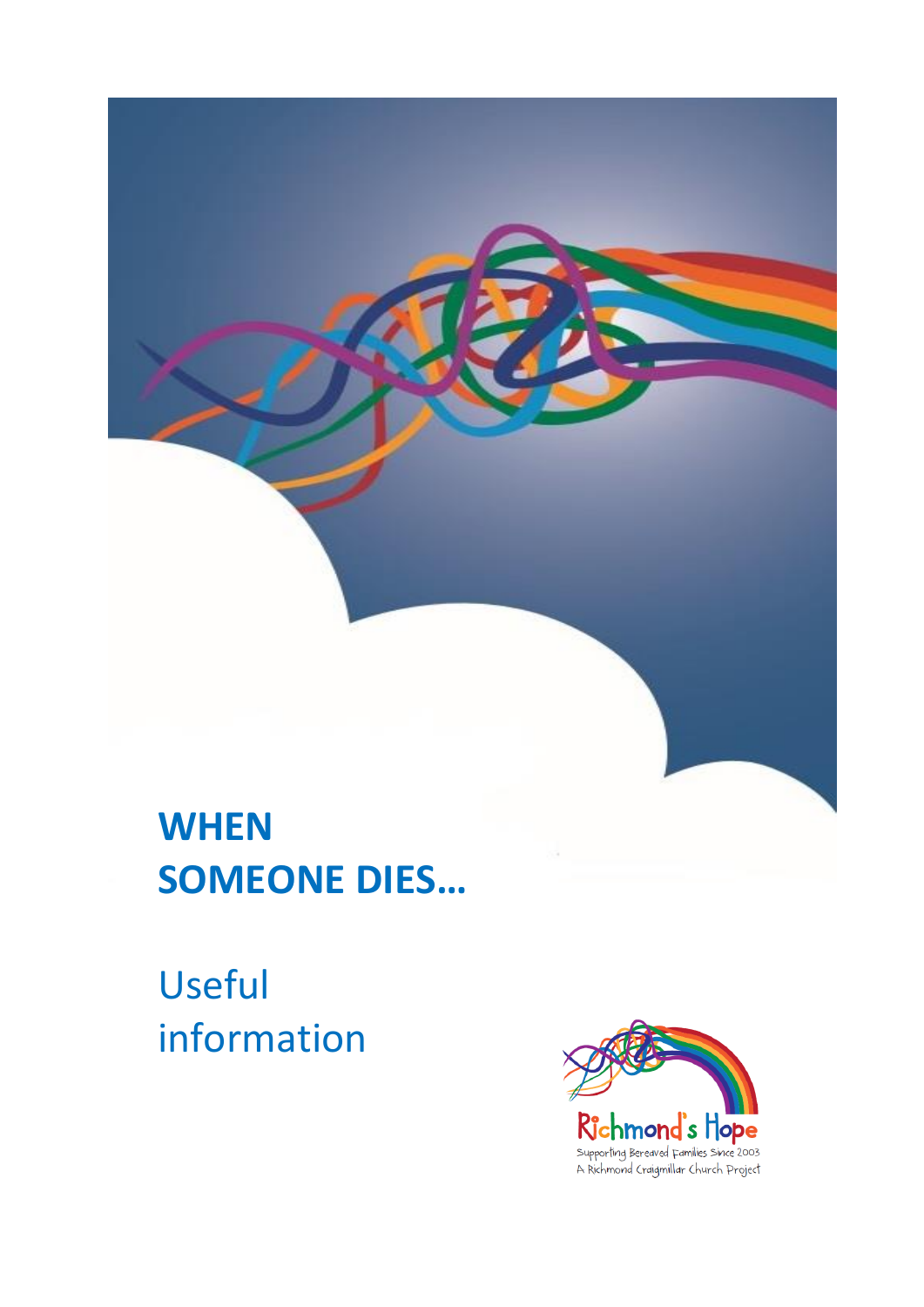# WHEN SOMEONE DIES…

## Useful information

Richmond's Hope

Supporting Bereaved Families Since 2003

A Richmond Craigmillar Church Project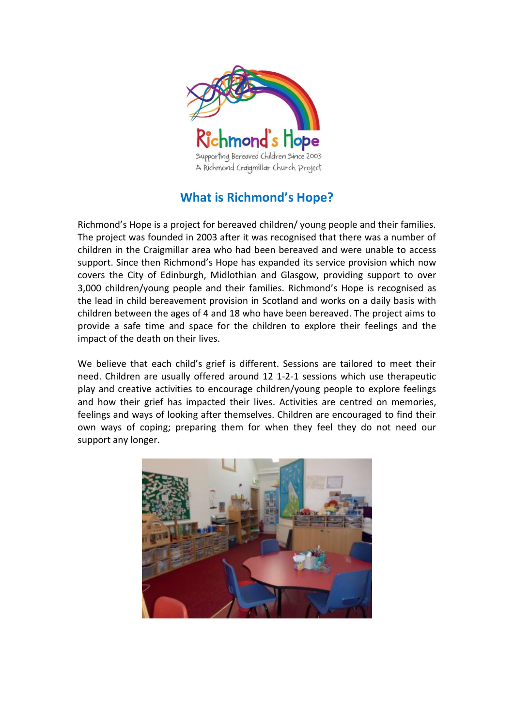Richmond's Hope

Supporting Bereaved Children Since 2003
A Richmond Craigmillar Church Project

## What is Richmond's Hope?

Richmond's Hope is a project for bereaved children/ young people and their families. The project was founded in 2003 after it was recognised that there was a number of children in the Craigmillar area who had been bereaved and were unable to access support. Since then Richmond's Hope has expanded its service provision which now covers the City of Edinburgh, Midlothian and Glasgow, providing support to over 3,000 children/young people and their families. Richmond's Hope is recognised as the lead in child bereavement provision in Scotland and works on a daily basis with children between the ages of 4 and 18 who have been bereaved. The project aims to provide a safe time and space for the children to explore their feelings and the impact of the death on their lives.

We believe that each child's grief is different. Sessions are tailored to meet their need. Children are usually offered around 12 1-2-1 sessions which use therapeutic play and creative activities to encourage children/young people to explore feelings and how their grief has impacted their lives. Activities are centred on memories, feelings and ways of looking after themselves. Children are encouraged to find their own ways of coping; preparing them for when they feel they do not need our support any longer.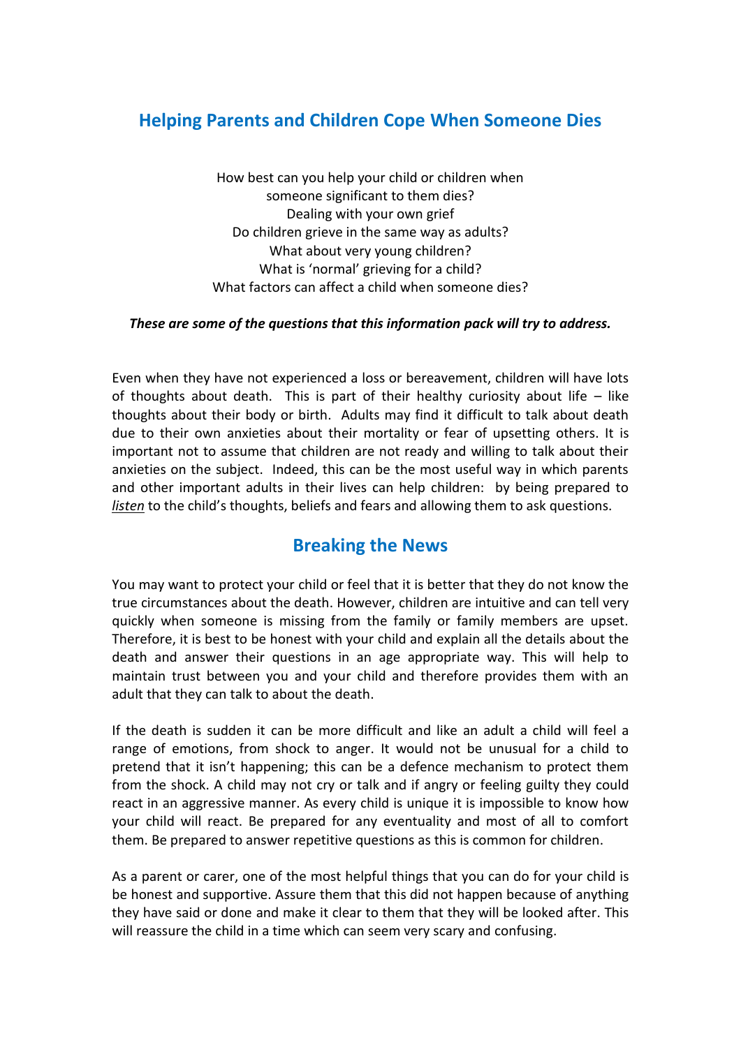## Helping Parents and Children Cope When Someone Dies

How best can you help your child or children when
someone significant to them dies?
Dealing with your own grief
Do children grieve in the same way as adults?
What about very young children?
What is 'normal' grieving for a child?
What factors can affect a child when someone dies?

***These are some of the questions that this information pack will try to address.***

Even when they have not experienced a loss or bereavement, children will have lots of thoughts about death. This is part of their healthy curiosity about life – like thoughts about their body or birth. Adults may find it difficult to talk about death due to their own anxieties about their mortality or fear of upsetting others. It is important not to assume that children are not ready and willing to talk about their anxieties on the subject. Indeed, this can be the most useful way in which parents and other important adults in their lives can help children: by being prepared to ***listen*** to the child's thoughts, beliefs and fears and allowing them to ask questions.

## Breaking the News

You may want to protect your child or feel that it is better that they do not know the true circumstances about the death. However, children are intuitive and can tell very quickly when someone is missing from the family or family members are upset. Therefore, it is best to be honest with your child and explain all the details about the death and answer their questions in an age appropriate way. This will help to maintain trust between you and your child and therefore provides them with an adult that they can talk to about the death.

If the death is sudden it can be more difficult and like an adult a child will feel a range of emotions, from shock to anger. It would not be unusual for a child to pretend that it isn't happening; this can be a defence mechanism to protect them from the shock. A child may not cry or talk and if angry or feeling guilty they could react in an aggressive manner. As every child is unique it is impossible to know how your child will react. Be prepared for any eventuality and most of all to comfort them. Be prepared to answer repetitive questions as this is common for children.

As a parent or carer, one of the most helpful things that you can do for your child is be honest and supportive. Assure them that this did not happen because of anything they have said or done and make it clear to them that they will be looked after. This will reassure the child in a time which can seem very scary and confusing.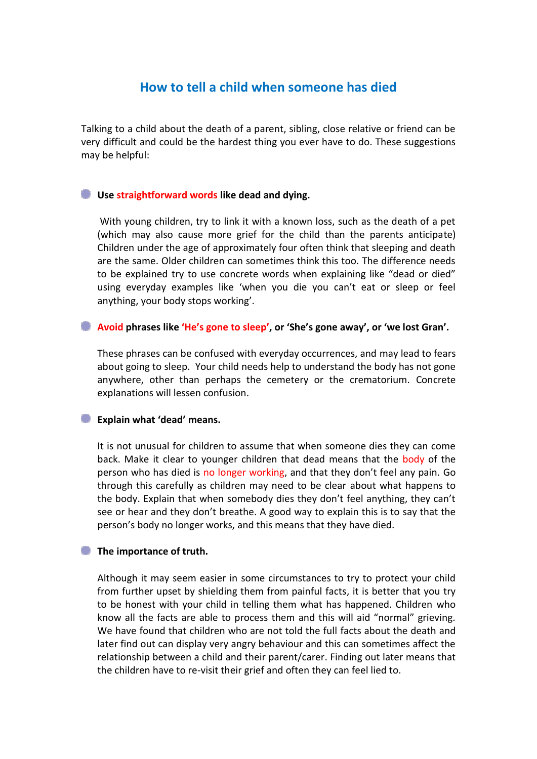# How to tell a child when someone has died

Talking to a child about the death of a parent, sibling, close relative or friend can be very difficult and could be the hardest thing you ever have to do. These suggestions may be helpful:

- **Use straightforward words like dead and dying.**

  With young children, try to link it with a known loss, such as the death of a pet (which may also cause more grief for the child than the parents anticipate) Children under the age of approximately four often think that sleeping and death are the same. Older children can sometimes think this too. The difference needs to be explained try to use concrete words when explaining like "dead or died" using everyday examples like 'when you die you can't eat or sleep or feel anything, your body stops working'.

- **Avoid phrases like 'He's gone to sleep', or 'She's gone away', or 'we lost Gran'.**

  These phrases can be confused with everyday occurrences, and may lead to fears about going to sleep. Your child needs help to understand the body has not gone anywhere, other than perhaps the cemetery or the crematorium. Concrete explanations will lessen confusion.

- **Explain what 'dead' means.**

  It is not unusual for children to assume that when someone dies they can come back. Make it clear to younger children that dead means that the body of the person who has died is no longer working, and that they don't feel any pain. Go through this carefully as children may need to be clear about what happens to the body. Explain that when somebody dies they don't feel anything, they can't see or hear and they don't breathe. A good way to explain this is to say that the person's body no longer works, and this means that they have died.

- **The importance of truth.**

  Although it may seem easier in some circumstances to try to protect your child from further upset by shielding them from painful facts, it is better that you try to be honest with your child in telling them what has happened. Children who know all the facts are able to process them and this will aid "normal" grieving. We have found that children who are not told the full facts about the death and later find out can display very angry behaviour and this can sometimes affect the relationship between a child and their parent/carer. Finding out later means that the children have to re-visit their grief and often they can feel lied to.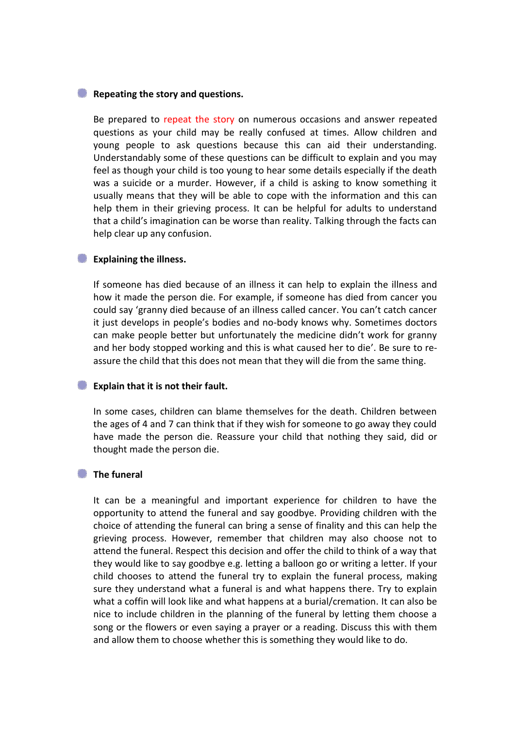- **Repeating the story and questions.**

  Be prepared to repeat the story on numerous occasions and answer repeated questions as your child may be really confused at times. Allow children and young people to ask questions because this can aid their understanding. Understandably some of these questions can be difficult to explain and you may feel as though your child is too young to hear some details especially if the death was a suicide or a murder. However, if a child is asking to know something it usually means that they will be able to cope with the information and this can help them in their grieving process. It can be helpful for adults to understand that a child's imagination can be worse than reality. Talking through the facts can help clear up any confusion.

- **Explaining the illness.**

  If someone has died because of an illness it can help to explain the illness and how it made the person die. For example, if someone has died from cancer you could say 'granny died because of an illness called cancer. You can't catch cancer it just develops in people's bodies and no-body knows why. Sometimes doctors can make people better but unfortunately the medicine didn't work for granny and her body stopped working and this is what caused her to die'. Be sure to re-assure the child that this does not mean that they will die from the same thing.

- **Explain that it is not their fault.**

  In some cases, children can blame themselves for the death. Children between the ages of 4 and 7 can think that if they wish for someone to go away they could have made the person die. Reassure your child that nothing they said, did or thought made the person die.

- **The funeral**

  It can be a meaningful and important experience for children to have the opportunity to attend the funeral and say goodbye. Providing children with the choice of attending the funeral can bring a sense of finality and this can help the grieving process. However, remember that children may also choose not to attend the funeral. Respect this decision and offer the child to think of a way that they would like to say goodbye e.g. letting a balloon go or writing a letter. If your child chooses to attend the funeral try to explain the funeral process, making sure they understand what a funeral is and what happens there. Try to explain what a coffin will look like and what happens at a burial/cremation. It can also be nice to include children in the planning of the funeral by letting them choose a song or the flowers or even saying a prayer or a reading. Discuss this with them and allow them to choose whether this is something they would like to do.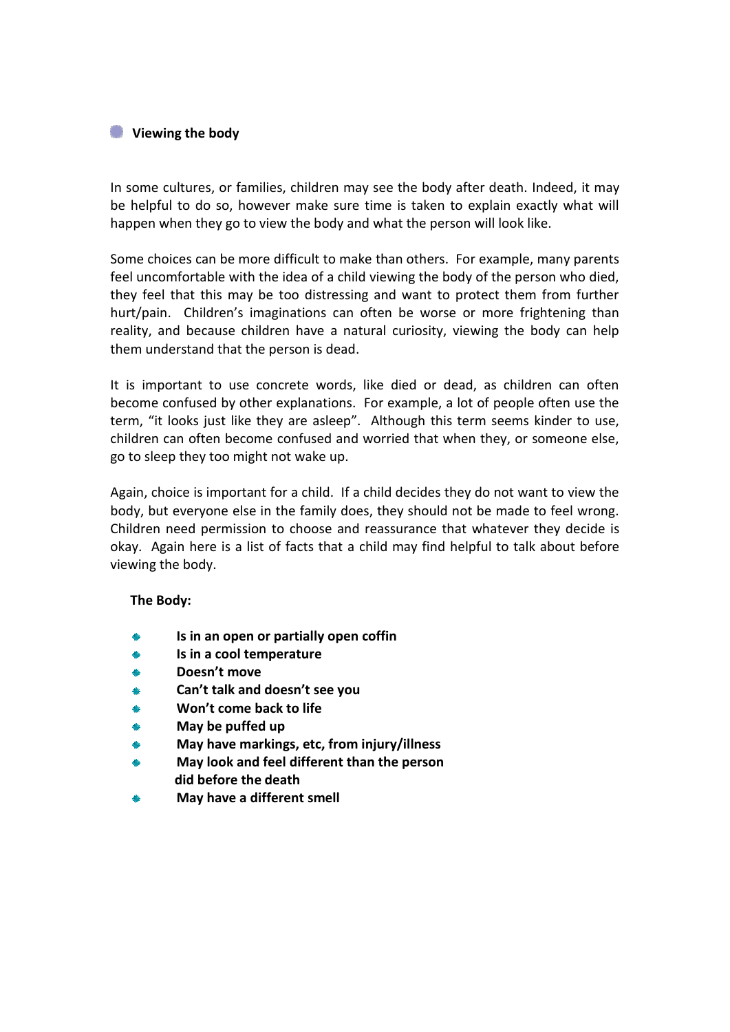## Viewing the body

In some cultures, or families, children may see the body after death. Indeed, it may be helpful to do so, however make sure time is taken to explain exactly what will happen when they go to view the body and what the person will look like.

Some choices can be more difficult to make than others. For example, many parents feel uncomfortable with the idea of a child viewing the body of the person who died, they feel that this may be too distressing and want to protect them from further hurt/pain. Children's imaginations can often be worse or more frightening than reality, and because children have a natural curiosity, viewing the body can help them understand that the person is dead.

It is important to use concrete words, like died or dead, as children can often become confused by other explanations. For example, a lot of people often use the term, "it looks just like they are asleep". Although this term seems kinder to use, children can often become confused and worried that when they, or someone else, go to sleep they too might not wake up.

Again, choice is important for a child. If a child decides they do not want to view the body, but everyone else in the family does, they should not be made to feel wrong. Children need permission to choose and reassurance that whatever they decide is okay. Again here is a list of facts that a child may find helpful to talk about before viewing the body.

**The Body:**

- **Is in an open or partially open coffin**
- **Is in a cool temperature**
- **Doesn't move**
- **Can't talk and doesn't see you**
- **Won't come back to life**
- **May be puffed up**
- **May have markings, etc, from injury/illness**
- **May look and feel different than the person did before the death**
- **May have a different smell**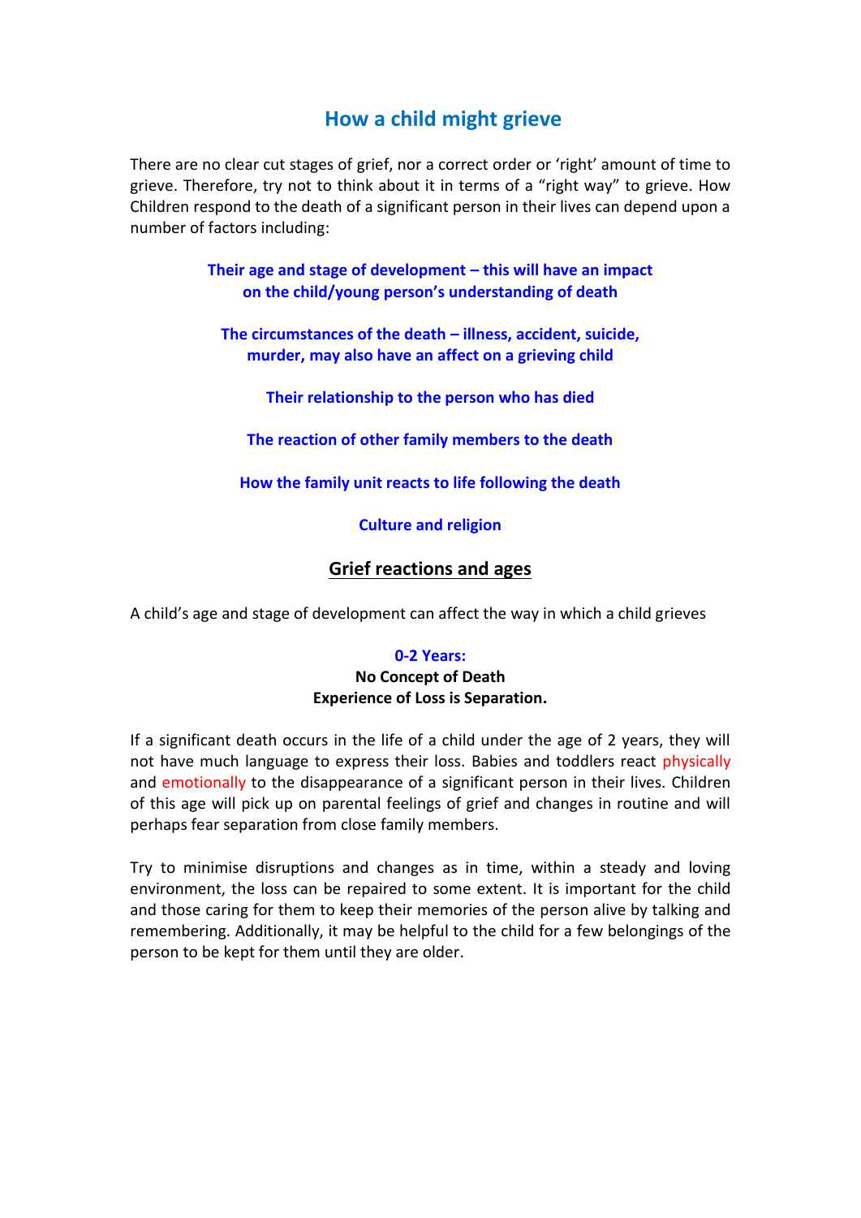# How a child might grieve

There are no clear cut stages of grief, nor a correct order or 'right' amount of time to grieve. Therefore, try not to think about it in terms of a "right way" to grieve. How Children respond to the death of a significant person in their lives can depend upon a number of factors including:

**Their age and stage of development – this will have an impact on the child/young person's understanding of death**

**The circumstances of the death – illness, accident, suicide, murder, may also have an affect on a grieving child**

**Their relationship to the person who has died**

**The reaction of other family members to the death**

**How the family unit reacts to life following the death**

**Culture and religion**

## Grief reactions and ages

A child's age and stage of development can affect the way in which a child grieves

### 0-2 Years:

**No Concept of Death**
**Experience of Loss is Separation.**

If a significant death occurs in the life of a child under the age of 2 years, they will not have much language to express their loss. Babies and toddlers react physically and emotionally to the disappearance of a significant person in their lives. Children of this age will pick up on parental feelings of grief and changes in routine and will perhaps fear separation from close family members.

Try to minimise disruptions and changes as in time, within a steady and loving environment, the loss can be repaired to some extent. It is important for the child and those caring for them to keep their memories of the person alive by talking and remembering. Additionally, it may be helpful to the child for a few belongings of the person to be kept for them until they are older.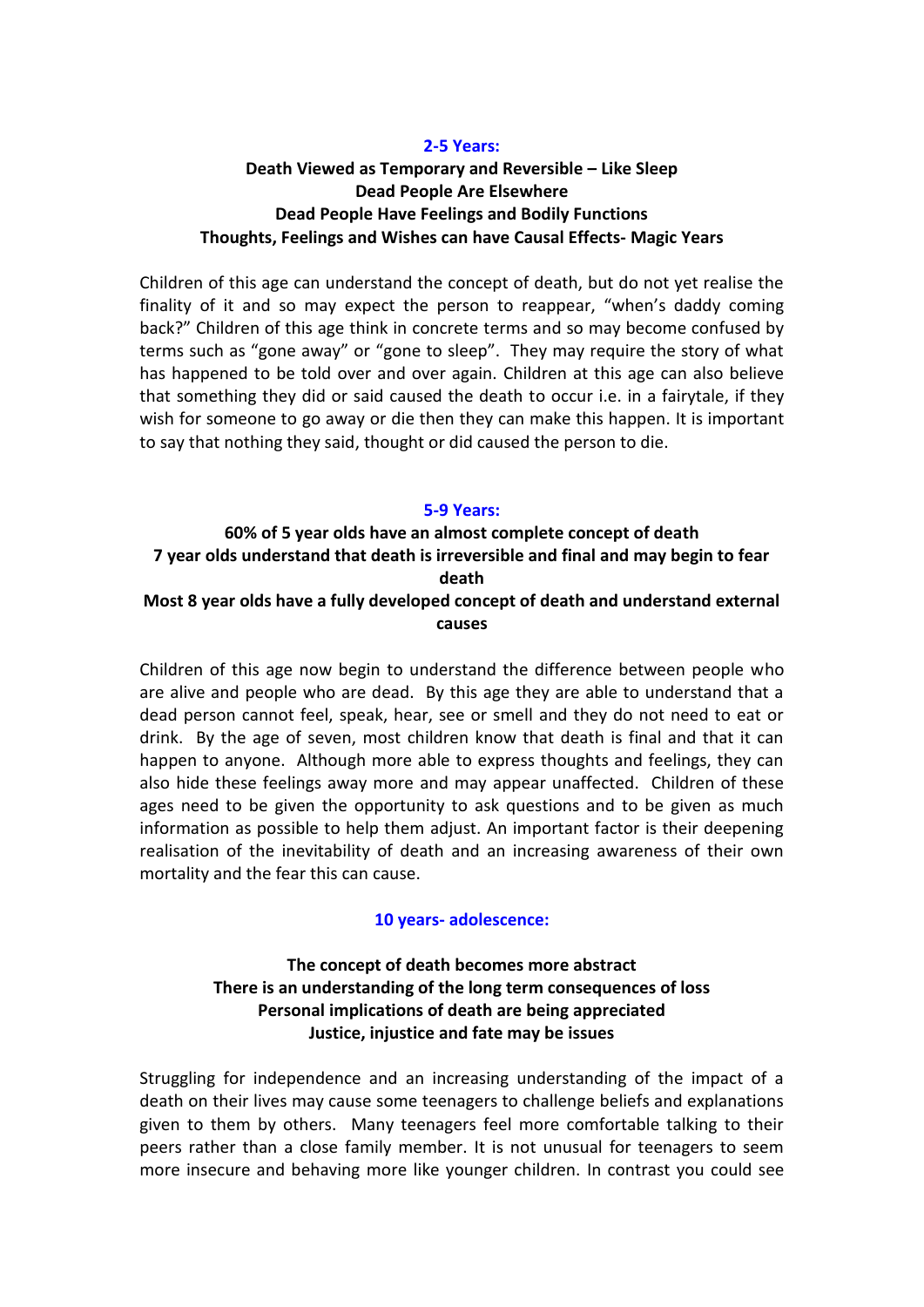### 2-5 Years:

**Death Viewed as Temporary and Reversible – Like Sleep**
**Dead People Are Elsewhere**
**Dead People Have Feelings and Bodily Functions**
**Thoughts, Feelings and Wishes can have Causal Effects- Magic Years**

Children of this age can understand the concept of death, but do not yet realise the finality of it and so may expect the person to reappear, "when's daddy coming back?" Children of this age think in concrete terms and so may become confused by terms such as "gone away" or "gone to sleep". They may require the story of what has happened to be told over and over again. Children at this age can also believe that something they did or said caused the death to occur i.e. in a fairytale, if they wish for someone to go away or die then they can make this happen. It is important to say that nothing they said, thought or did caused the person to die.

### 5-9 Years:

**60% of 5 year olds have an almost complete concept of death**
**7 year olds understand that death is irreversible and final and may begin to fear death**
**Most 8 year olds have a fully developed concept of death and understand external causes**

Children of this age now begin to understand the difference between people who are alive and people who are dead. By this age they are able to understand that a dead person cannot feel, speak, hear, see or smell and they do not need to eat or drink. By the age of seven, most children know that death is final and that it can happen to anyone. Although more able to express thoughts and feelings, they can also hide these feelings away more and may appear unaffected. Children of these ages need to be given the opportunity to ask questions and to be given as much information as possible to help them adjust. An important factor is their deepening realisation of the inevitability of death and an increasing awareness of their own mortality and the fear this can cause.

### 10 years- adolescence:

**The concept of death becomes more abstract**
**There is an understanding of the long term consequences of loss**
**Personal implications of death are being appreciated**
**Justice, injustice and fate may be issues**

Struggling for independence and an increasing understanding of the impact of a death on their lives may cause some teenagers to challenge beliefs and explanations given to them by others. Many teenagers feel more comfortable talking to their peers rather than a close family member. It is not unusual for teenagers to seem more insecure and behaving more like younger children. In contrast you could see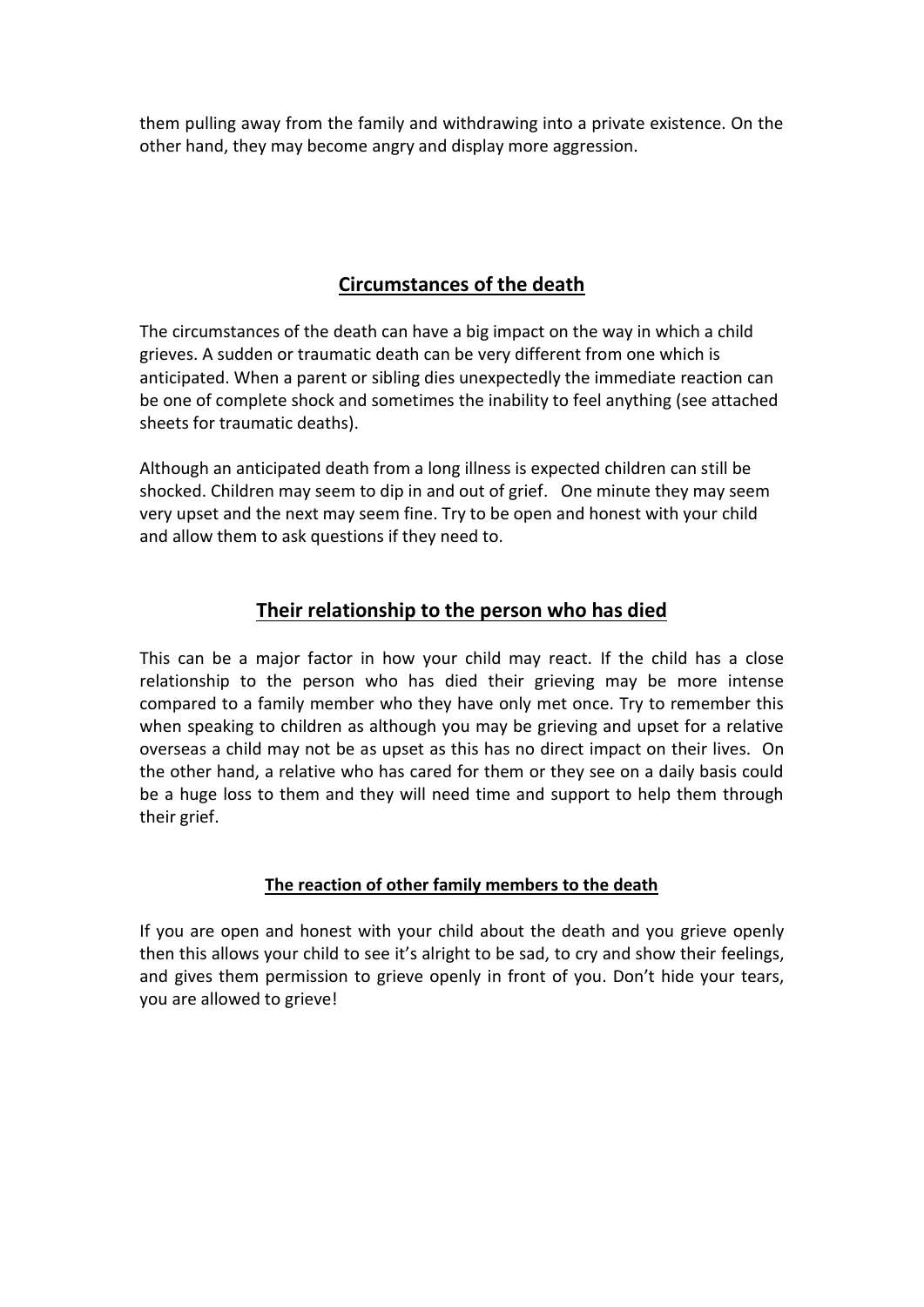them pulling away from the family and withdrawing into a private existence. On the other hand, they may become angry and display more aggression.

## Circumstances of the death

The circumstances of the death can have a big impact on the way in which a child grieves. A sudden or traumatic death can be very different from one which is anticipated. When a parent or sibling dies unexpectedly the immediate reaction can be one of complete shock and sometimes the inability to feel anything (see attached sheets for traumatic deaths).

Although an anticipated death from a long illness is expected children can still be shocked. Children may seem to dip in and out of grief. One minute they may seem very upset and the next may seem fine. Try to be open and honest with your child and allow them to ask questions if they need to.

## Their relationship to the person who has died

This can be a major factor in how your child may react. If the child has a close relationship to the person who has died their grieving may be more intense compared to a family member who they have only met once. Try to remember this when speaking to children as although you may be grieving and upset for a relative overseas a child may not be as upset as this has no direct impact on their lives. On the other hand, a relative who has cared for them or they see on a daily basis could be a huge loss to them and they will need time and support to help them through their grief.

### The reaction of other family members to the death

If you are open and honest with your child about the death and you grieve openly then this allows your child to see it's alright to be sad, to cry and show their feelings, and gives them permission to grieve openly in front of you. Don't hide your tears, you are allowed to grieve!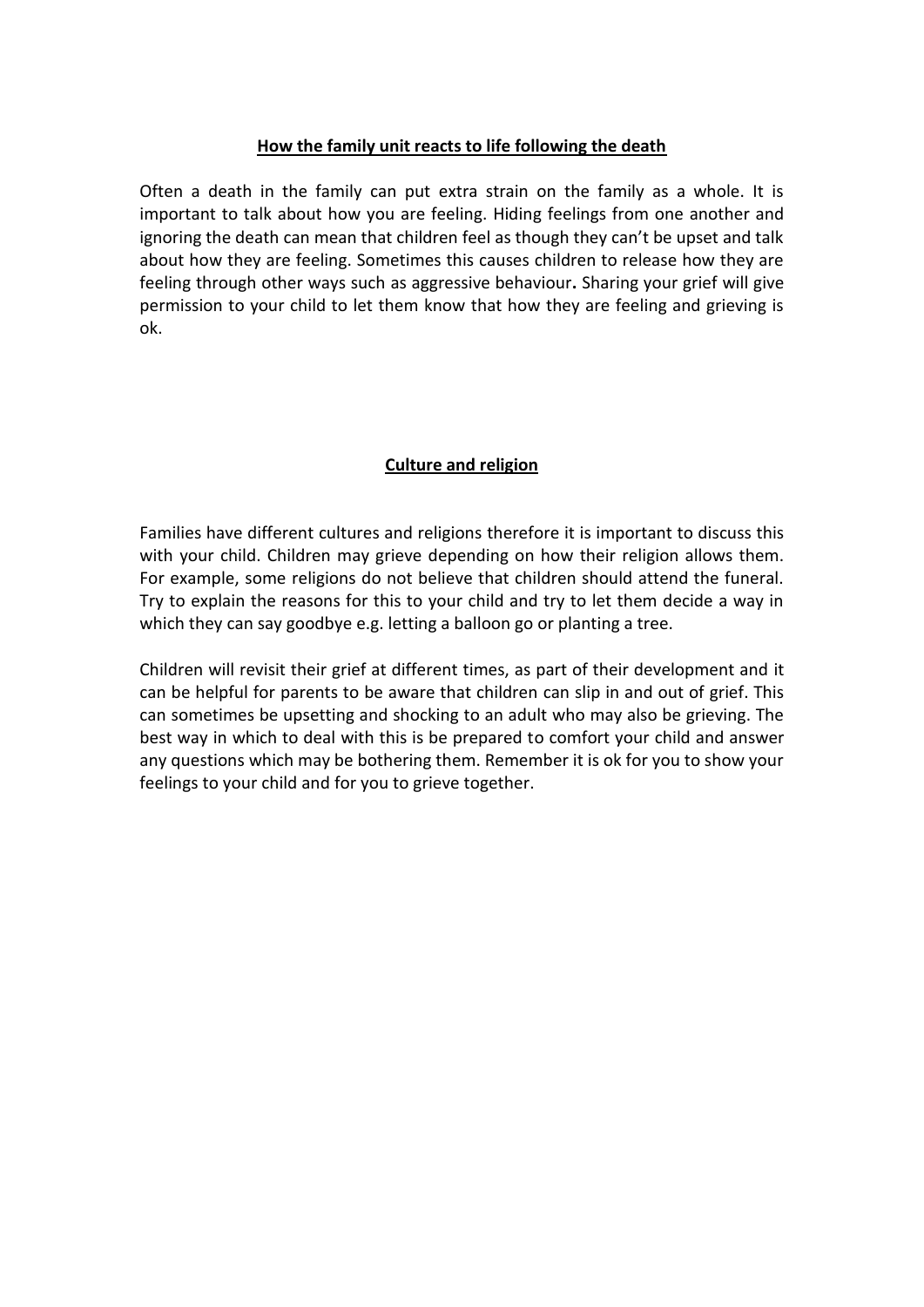## How the family unit reacts to life following the death

Often a death in the family can put extra strain on the family as a whole. It is important to talk about how you are feeling. Hiding feelings from one another and ignoring the death can mean that children feel as though they can't be upset and talk about how they are feeling. Sometimes this causes children to release how they are feeling through other ways such as aggressive behaviour**.** Sharing your grief will give permission to your child to let them know that how they are feeling and grieving is ok.

## Culture and religion

Families have different cultures and religions therefore it is important to discuss this with your child. Children may grieve depending on how their religion allows them. For example, some religions do not believe that children should attend the funeral. Try to explain the reasons for this to your child and try to let them decide a way in which they can say goodbye e.g. letting a balloon go or planting a tree.

Children will revisit their grief at different times, as part of their development and it can be helpful for parents to be aware that children can slip in and out of grief. This can sometimes be upsetting and shocking to an adult who may also be grieving. The best way in which to deal with this is be prepared to comfort your child and answer any questions which may be bothering them. Remember it is ok for you to show your feelings to your child and for you to grieve together.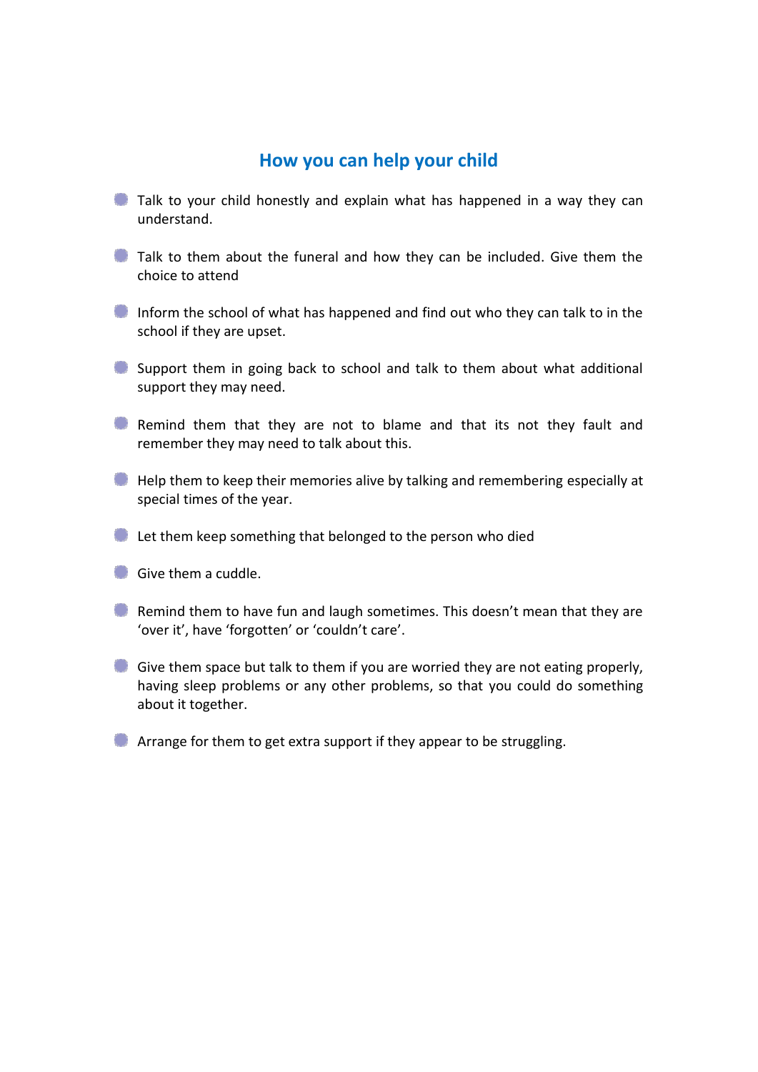## How you can help your child

- Talk to your child honestly and explain what has happened in a way they can understand.
- Talk to them about the funeral and how they can be included. Give them the choice to attend
- Inform the school of what has happened and find out who they can talk to in the school if they are upset.
- Support them in going back to school and talk to them about what additional support they may need.
- Remind them that they are not to blame and that its not they fault and remember they may need to talk about this.
- Help them to keep their memories alive by talking and remembering especially at special times of the year.
- Let them keep something that belonged to the person who died
- Give them a cuddle.
- Remind them to have fun and laugh sometimes. This doesn't mean that they are 'over it', have 'forgotten' or 'couldn't care'.
- Give them space but talk to them if you are worried they are not eating properly, having sleep problems or any other problems, so that you could do something about it together.
- Arrange for them to get extra support if they appear to be struggling.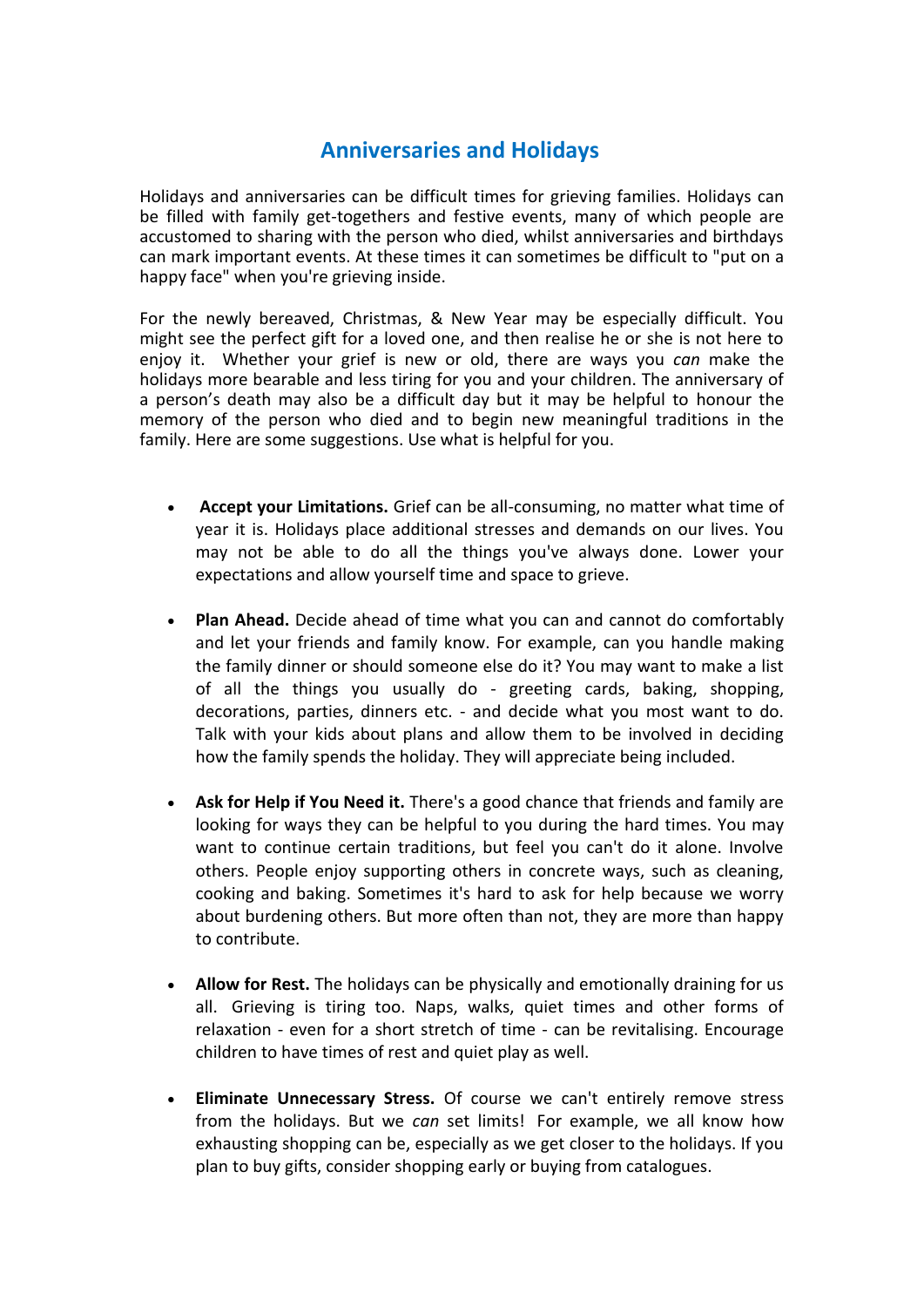## Anniversaries and Holidays

Holidays and anniversaries can be difficult times for grieving families. Holidays can be filled with family get-togethers and festive events, many of which people are accustomed to sharing with the person who died, whilst anniversaries and birthdays can mark important events. At these times it can sometimes be difficult to "put on a happy face" when you're grieving inside.

For the newly bereaved, Christmas, & New Year may be especially difficult. You might see the perfect gift for a loved one, and then realise he or she is not here to enjoy it. Whether your grief is new or old, there are ways you *can* make the holidays more bearable and less tiring for you and your children. The anniversary of a person's death may also be a difficult day but it may be helpful to honour the memory of the person who died and to begin new meaningful traditions in the family. Here are some suggestions. Use what is helpful for you.

- **Accept your Limitations.** Grief can be all-consuming, no matter what time of year it is. Holidays place additional stresses and demands on our lives. You may not be able to do all the things you've always done. Lower your expectations and allow yourself time and space to grieve.

- **Plan Ahead.** Decide ahead of time what you can and cannot do comfortably and let your friends and family know. For example, can you handle making the family dinner or should someone else do it? You may want to make a list of all the things you usually do - greeting cards, baking, shopping, decorations, parties, dinners etc. - and decide what you most want to do. Talk with your kids about plans and allow them to be involved in deciding how the family spends the holiday. They will appreciate being included.

- **Ask for Help if You Need it.** There's a good chance that friends and family are looking for ways they can be helpful to you during the hard times. You may want to continue certain traditions, but feel you can't do it alone. Involve others. People enjoy supporting others in concrete ways, such as cleaning, cooking and baking. Sometimes it's hard to ask for help because we worry about burdening others. But more often than not, they are more than happy to contribute.

- **Allow for Rest.** The holidays can be physically and emotionally draining for us all. Grieving is tiring too. Naps, walks, quiet times and other forms of relaxation - even for a short stretch of time - can be revitalising. Encourage children to have times of rest and quiet play as well.

- **Eliminate Unnecessary Stress.** Of course we can't entirely remove stress from the holidays. But we *can* set limits! For example, we all know how exhausting shopping can be, especially as we get closer to the holidays. If you plan to buy gifts, consider shopping early or buying from catalogues.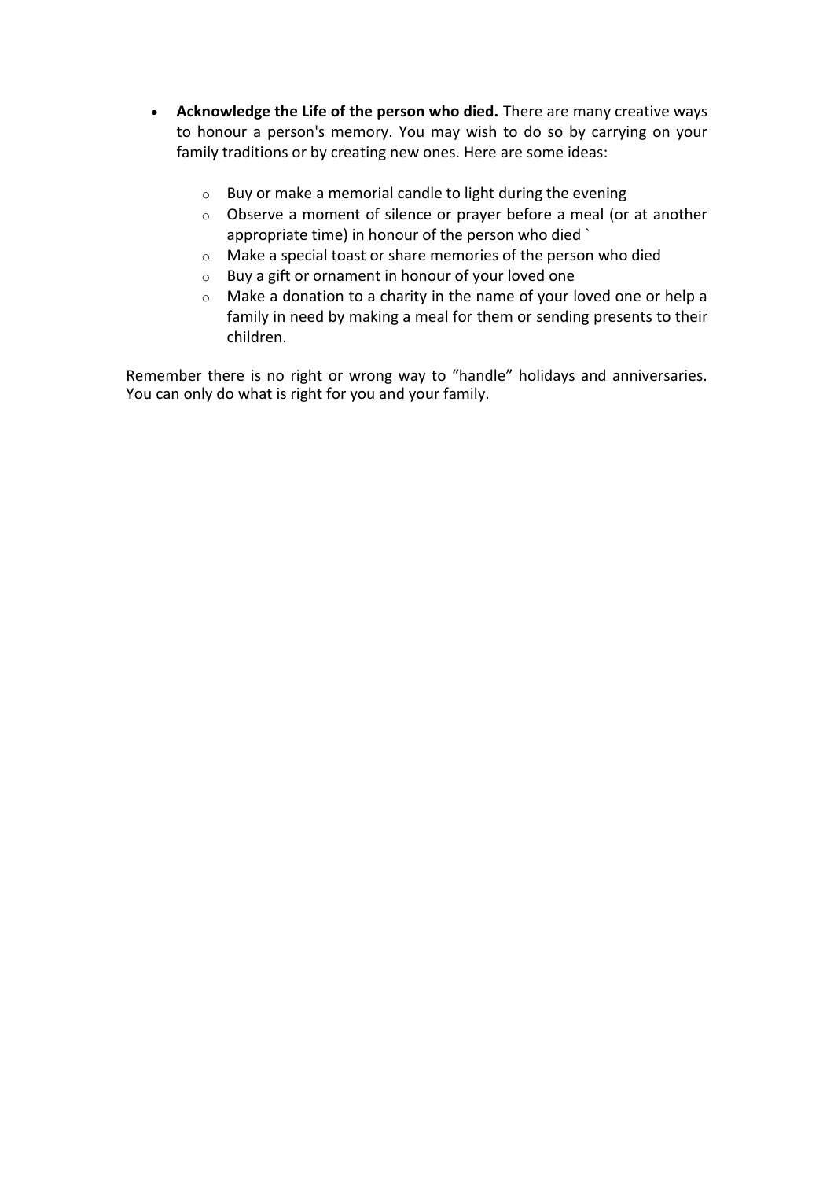- **Acknowledge the Life of the person who died.** There are many creative ways to honour a person's memory. You may wish to do so by carrying on your family traditions or by creating new ones. Here are some ideas:

    - Buy or make a memorial candle to light during the evening
    - Observe a moment of silence or prayer before a meal (or at another appropriate time) in honour of the person who died `
    - Make a special toast or share memories of the person who died
    - Buy a gift or ornament in honour of your loved one
    - Make a donation to a charity in the name of your loved one or help a family in need by making a meal for them or sending presents to their children.

Remember there is no right or wrong way to "handle" holidays and anniversaries. You can only do what is right for you and your family.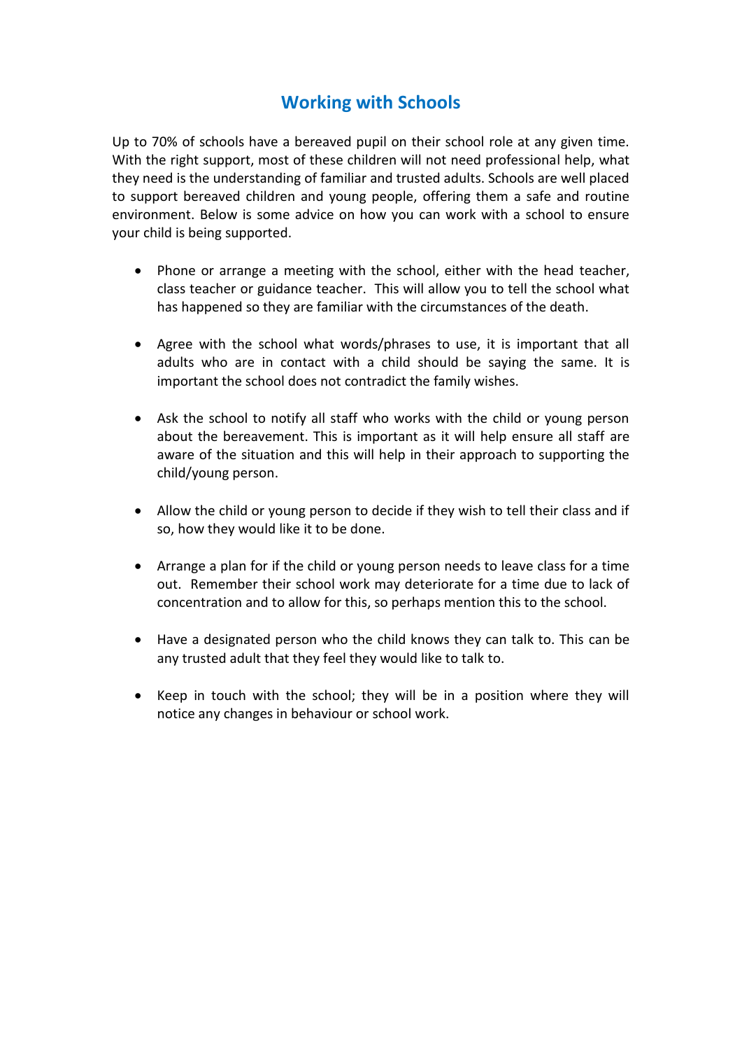## Working with Schools

Up to 70% of schools have a bereaved pupil on their school role at any given time. With the right support, most of these children will not need professional help, what they need is the understanding of familiar and trusted adults. Schools are well placed to support bereaved children and young people, offering them a safe and routine environment. Below is some advice on how you can work with a school to ensure your child is being supported.

- Phone or arrange a meeting with the school, either with the head teacher, class teacher or guidance teacher. This will allow you to tell the school what has happened so they are familiar with the circumstances of the death.

- Agree with the school what words/phrases to use, it is important that all adults who are in contact with a child should be saying the same. It is important the school does not contradict the family wishes.

- Ask the school to notify all staff who works with the child or young person about the bereavement. This is important as it will help ensure all staff are aware of the situation and this will help in their approach to supporting the child/young person.

- Allow the child or young person to decide if they wish to tell their class and if so, how they would like it to be done.

- Arrange a plan for if the child or young person needs to leave class for a time out. Remember their school work may deteriorate for a time due to lack of concentration and to allow for this, so perhaps mention this to the school.

- Have a designated person who the child knows they can talk to. This can be any trusted adult that they feel they would like to talk to.

- Keep in touch with the school; they will be in a position where they will notice any changes in behaviour or school work.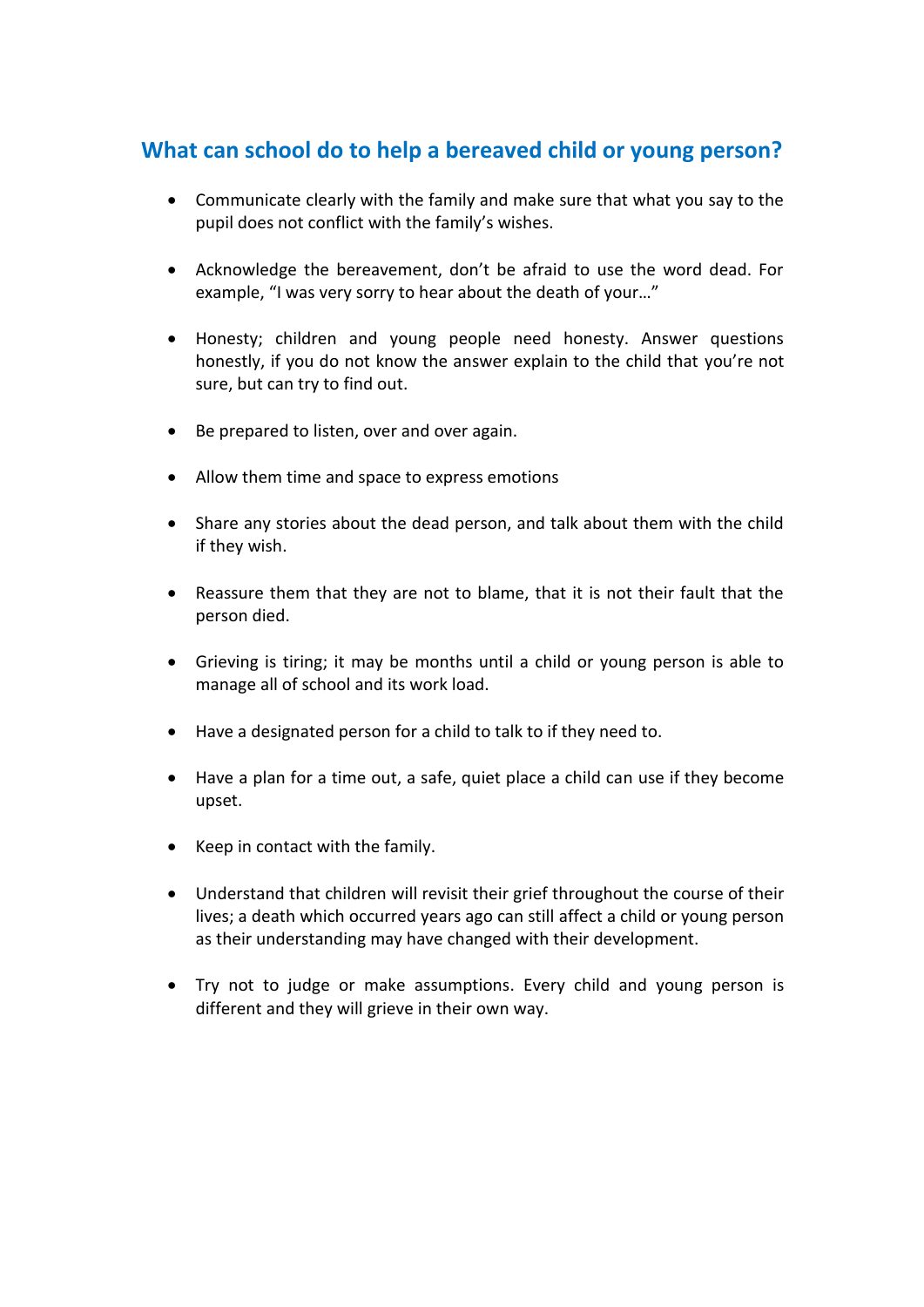## What can school do to help a bereaved child or young person?

- Communicate clearly with the family and make sure that what you say to the pupil does not conflict with the family's wishes.
- Acknowledge the bereavement, don't be afraid to use the word dead. For example, "I was very sorry to hear about the death of your…"
- Honesty; children and young people need honesty. Answer questions honestly, if you do not know the answer explain to the child that you're not sure, but can try to find out.
- Be prepared to listen, over and over again.
- Allow them time and space to express emotions
- Share any stories about the dead person, and talk about them with the child if they wish.
- Reassure them that they are not to blame, that it is not their fault that the person died.
- Grieving is tiring; it may be months until a child or young person is able to manage all of school and its work load.
- Have a designated person for a child to talk to if they need to.
- Have a plan for a time out, a safe, quiet place a child can use if they become upset.
- Keep in contact with the family.
- Understand that children will revisit their grief throughout the course of their lives; a death which occurred years ago can still affect a child or young person as their understanding may have changed with their development.
- Try not to judge or make assumptions. Every child and young person is different and they will grieve in their own way.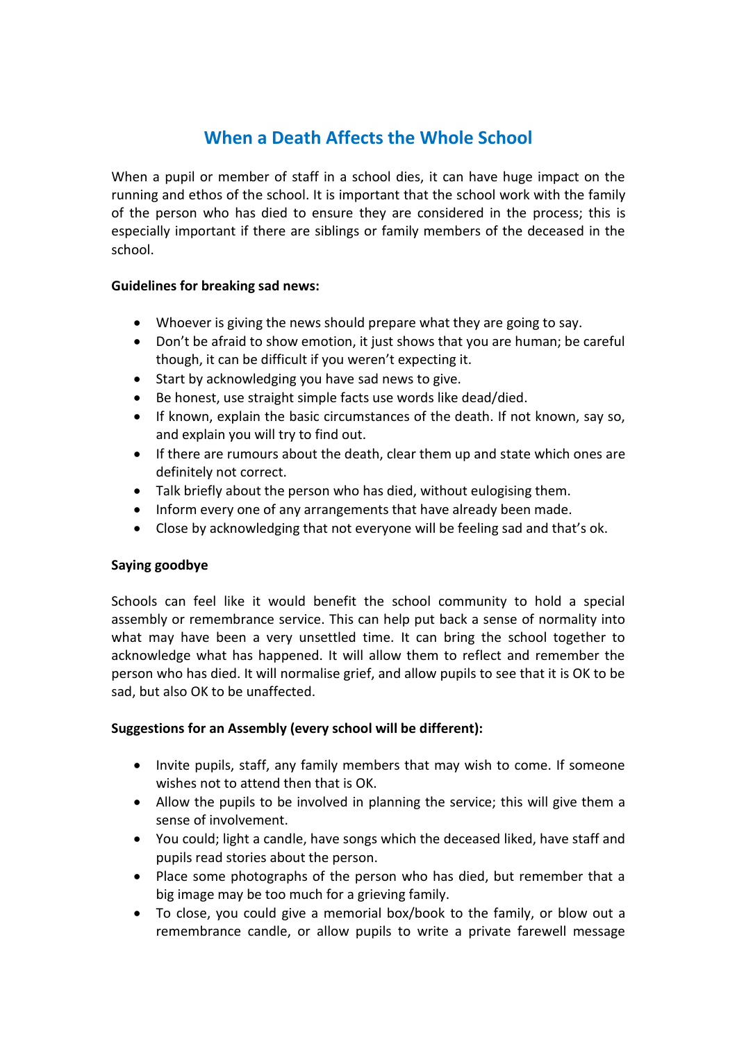# When a Death Affects the Whole School

When a pupil or member of staff in a school dies, it can have huge impact on the running and ethos of the school. It is important that the school work with the family of the person who has died to ensure they are considered in the process; this is especially important if there are siblings or family members of the deceased in the school.

**Guidelines for breaking sad news:**

- Whoever is giving the news should prepare what they are going to say.
- Don't be afraid to show emotion, it just shows that you are human; be careful though, it can be difficult if you weren't expecting it.
- Start by acknowledging you have sad news to give.
- Be honest, use straight simple facts use words like dead/died.
- If known, explain the basic circumstances of the death. If not known, say so, and explain you will try to find out.
- If there are rumours about the death, clear them up and state which ones are definitely not correct.
- Talk briefly about the person who has died, without eulogising them.
- Inform every one of any arrangements that have already been made.
- Close by acknowledging that not everyone will be feeling sad and that's ok.

**Saying goodbye**

Schools can feel like it would benefit the school community to hold a special assembly or remembrance service. This can help put back a sense of normality into what may have been a very unsettled time. It can bring the school together to acknowledge what has happened. It will allow them to reflect and remember the person who has died. It will normalise grief, and allow pupils to see that it is OK to be sad, but also OK to be unaffected.

**Suggestions for an Assembly (every school will be different):**

- Invite pupils, staff, any family members that may wish to come. If someone wishes not to attend then that is OK.
- Allow the pupils to be involved in planning the service; this will give them a sense of involvement.
- You could; light a candle, have songs which the deceased liked, have staff and pupils read stories about the person.
- Place some photographs of the person who has died, but remember that a big image may be too much for a grieving family.
- To close, you could give a memorial box/book to the family, or blow out a remembrance candle, or allow pupils to write a private farewell message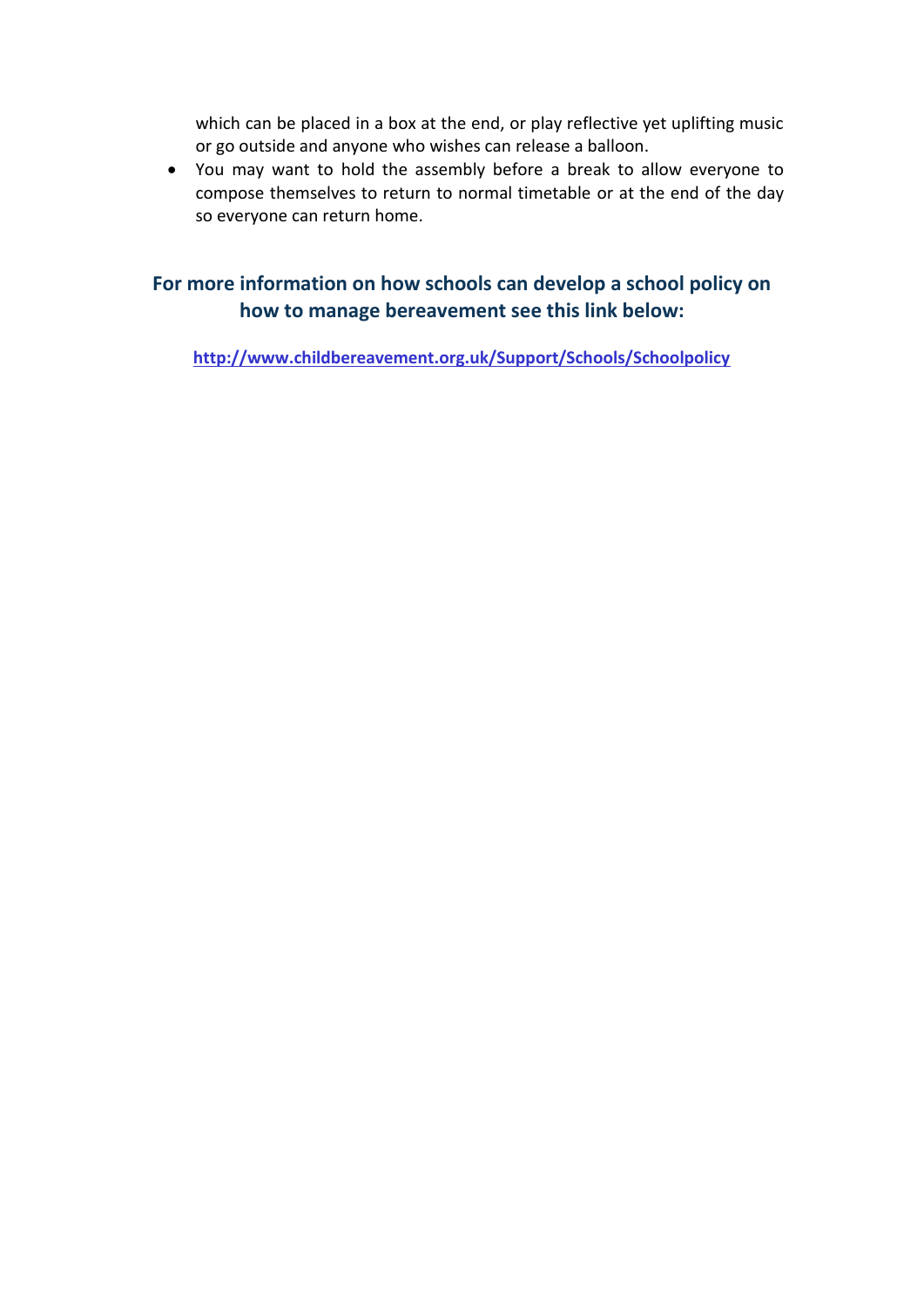which can be placed in a box at the end, or play reflective yet uplifting music or go outside and anyone who wishes can release a balloon.

- You may want to hold the assembly before a break to allow everyone to compose themselves to return to normal timetable or at the end of the day so everyone can return home.

## For more information on how schools can develop a school policy on how to manage bereavement see this link below:

**http://www.childbereavement.org.uk/Support/Schools/Schoolpolicy**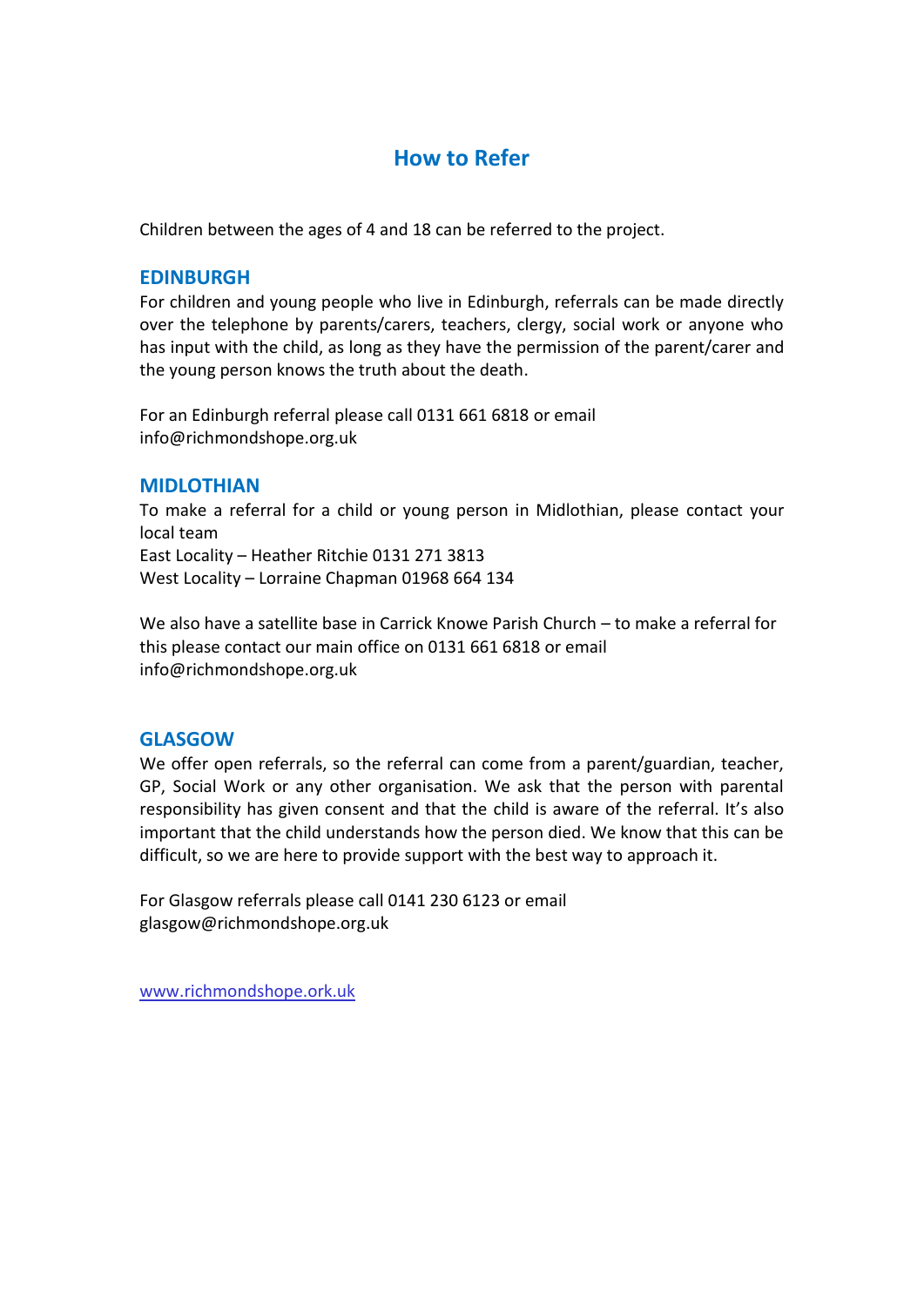# How to Refer

Children between the ages of 4 and 18 can be referred to the project.

## EDINBURGH

For children and young people who live in Edinburgh, referrals can be made directly over the telephone by parents/carers, teachers, clergy, social work or anyone who has input with the child, as long as they have the permission of the parent/carer and the young person knows the truth about the death.

For an Edinburgh referral please call 0131 661 6818 or email info@richmondshope.org.uk

## MIDLOTHIAN

To make a referral for a child or young person in Midlothian, please contact your local team
East Locality – Heather Ritchie 0131 271 3813
West Locality – Lorraine Chapman 01968 664 134

We also have a satellite base in Carrick Knowe Parish Church – to make a referral for this please contact our main office on 0131 661 6818 or email info@richmondshope.org.uk

## GLASGOW

We offer open referrals, so the referral can come from a parent/guardian, teacher, GP, Social Work or any other organisation. We ask that the person with parental responsibility has given consent and that the child is aware of the referral. It's also important that the child understands how the person died. We know that this can be difficult, so we are here to provide support with the best way to approach it.

For Glasgow referrals please call 0141 230 6123 or email glasgow@richmondshope.org.uk

www.richmondshope.ork.uk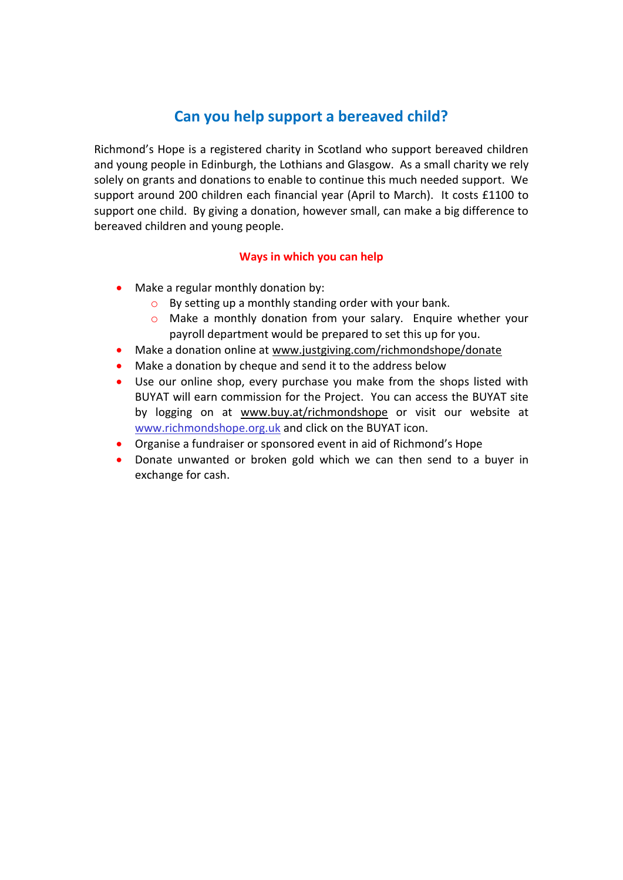## Can you help support a bereaved child?

Richmond's Hope is a registered charity in Scotland who support bereaved children and young people in Edinburgh, the Lothians and Glasgow. As a small charity we rely solely on grants and donations to enable to continue this much needed support. We support around 200 children each financial year (April to March). It costs £1100 to support one child. By giving a donation, however small, can make a big difference to bereaved children and young people.

**Ways in which you can help**

- Make a regular monthly donation by:
  - By setting up a monthly standing order with your bank.
  - Make a monthly donation from your salary. Enquire whether your payroll department would be prepared to set this up for you.
- Make a donation online at www.justgiving.com/richmondshope/donate
- Make a donation by cheque and send it to the address below
- Use our online shop, every purchase you make from the shops listed with BUYAT will earn commission for the Project. You can access the BUYAT site by logging on at www.buy.at/richmondshope or visit our website at www.richmondshope.org.uk and click on the BUYAT icon.
- Organise a fundraiser or sponsored event in aid of Richmond's Hope
- Donate unwanted or broken gold which we can then send to a buyer in exchange for cash.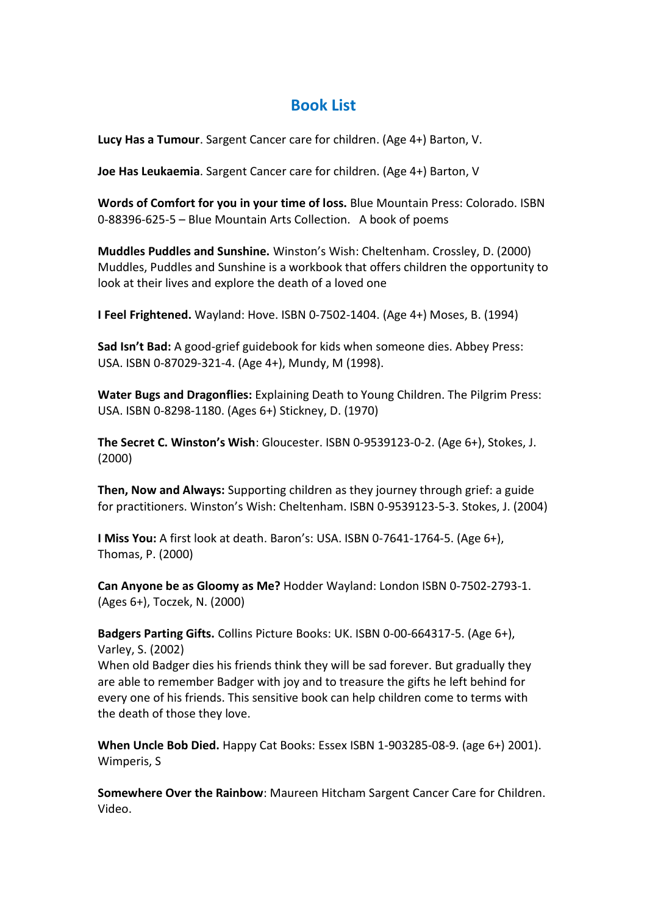## Book List

**Lucy Has a Tumour**. Sargent Cancer care for children. (Age 4+) Barton, V.

**Joe Has Leukaemia**. Sargent Cancer care for children. (Age 4+) Barton, V

**Words of Comfort for you in your time of loss.** Blue Mountain Press: Colorado. ISBN 0-88396-625-5 – Blue Mountain Arts Collection. A book of poems

**Muddles Puddles and Sunshine.** Winston's Wish: Cheltenham. Crossley, D. (2000) Muddles, Puddles and Sunshine is a workbook that offers children the opportunity to look at their lives and explore the death of a loved one

**I Feel Frightened.** Wayland: Hove. ISBN 0-7502-1404. (Age 4+) Moses, B. (1994)

**Sad Isn't Bad:** A good-grief guidebook for kids when someone dies. Abbey Press: USA. ISBN 0-87029-321-4. (Age 4+), Mundy, M (1998).

**Water Bugs and Dragonflies:** Explaining Death to Young Children. The Pilgrim Press: USA. ISBN 0-8298-1180. (Ages 6+) Stickney, D. (1970)

**The Secret C. Winston's Wish**: Gloucester. ISBN 0-9539123-0-2. (Age 6+), Stokes, J. (2000)

**Then, Now and Always:** Supporting children as they journey through grief: a guide for practitioners. Winston's Wish: Cheltenham. ISBN 0-9539123-5-3. Stokes, J. (2004)

**I Miss You:** A first look at death. Baron's: USA. ISBN 0-7641-1764-5. (Age 6+), Thomas, P. (2000)

**Can Anyone be as Gloomy as Me?** Hodder Wayland: London ISBN 0-7502-2793-1. (Ages 6+), Toczek, N. (2000)

**Badgers Parting Gifts.** Collins Picture Books: UK. ISBN 0-00-664317-5. (Age 6+), Varley, S. (2002)
When old Badger dies his friends think they will be sad forever. But gradually they are able to remember Badger with joy and to treasure the gifts he left behind for every one of his friends. This sensitive book can help children come to terms with the death of those they love.

**When Uncle Bob Died.** Happy Cat Books: Essex ISBN 1-903285-08-9. (age 6+) 2001). Wimperis, S

**Somewhere Over the Rainbow**: Maureen Hitcham Sargent Cancer Care for Children. Video.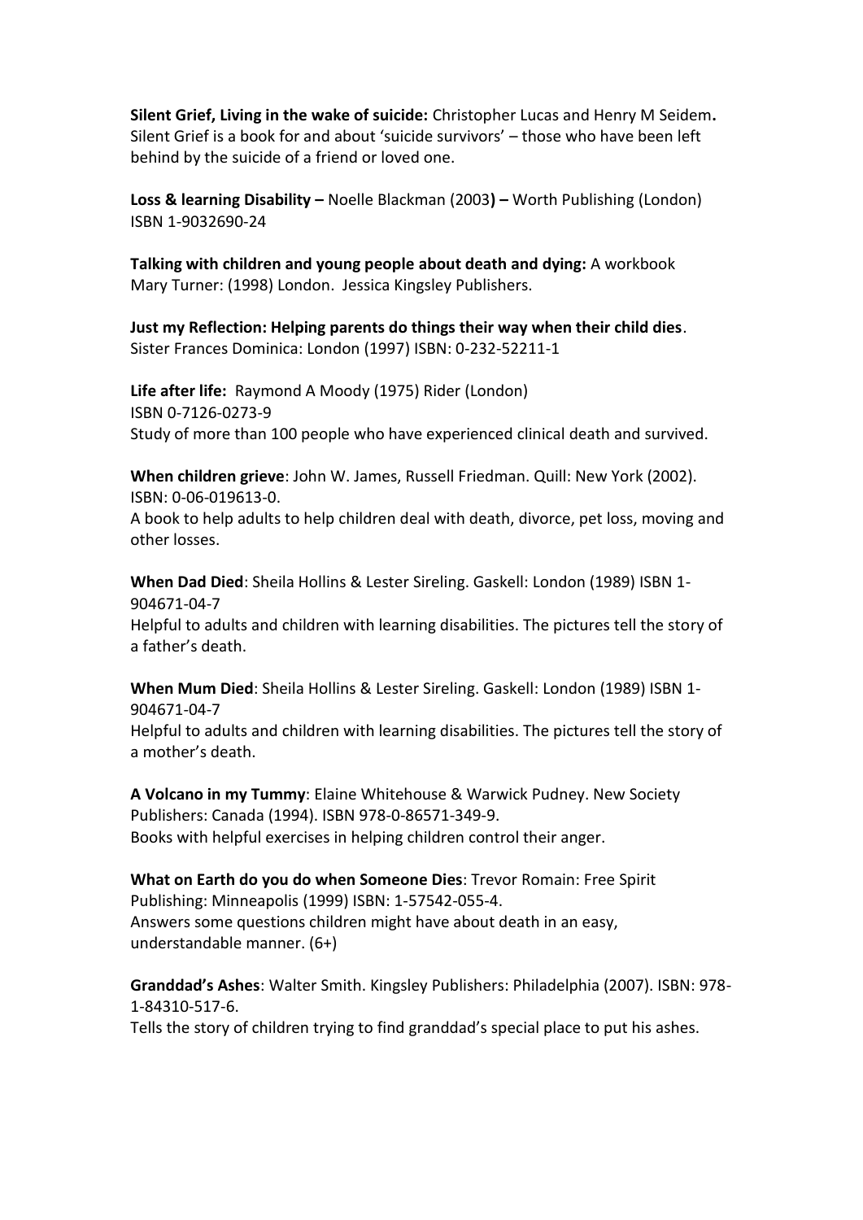**Silent Grief, Living in the wake of suicide:** Christopher Lucas and Henry M Seidem**.** Silent Grief is a book for and about 'suicide survivors' – those who have been left behind by the suicide of a friend or loved one.

**Loss & learning Disability –** Noelle Blackman (2003**) –** Worth Publishing (London) ISBN 1-9032690-24

**Talking with children and young people about death and dying:** A workbook Mary Turner: (1998) London. Jessica Kingsley Publishers.

**Just my Reflection: Helping parents do things their way when their child dies**. Sister Frances Dominica: London (1997) ISBN: 0-232-52211-1

**Life after life:** Raymond A Moody (1975) Rider (London)
ISBN 0-7126-0273-9
Study of more than 100 people who have experienced clinical death and survived.

**When children grieve**: John W. James, Russell Friedman. Quill: New York (2002). ISBN: 0-06-019613-0.
A book to help adults to help children deal with death, divorce, pet loss, moving and other losses.

**When Dad Died**: Sheila Hollins & Lester Sireling. Gaskell: London (1989) ISBN 1-904671-04-7
Helpful to adults and children with learning disabilities. The pictures tell the story of a father's death.

**When Mum Died**: Sheila Hollins & Lester Sireling. Gaskell: London (1989) ISBN 1-904671-04-7
Helpful to adults and children with learning disabilities. The pictures tell the story of a mother's death.

**A Volcano in my Tummy**: Elaine Whitehouse & Warwick Pudney. New Society Publishers: Canada (1994). ISBN 978-0-86571-349-9.
Books with helpful exercises in helping children control their anger.

**What on Earth do you do when Someone Dies**: Trevor Romain: Free Spirit Publishing: Minneapolis (1999) ISBN: 1-57542-055-4.
Answers some questions children might have about death in an easy, understandable manner. (6+)

**Granddad's Ashes**: Walter Smith. Kingsley Publishers: Philadelphia (2007). ISBN: 978-1-84310-517-6.
Tells the story of children trying to find granddad's special place to put his ashes.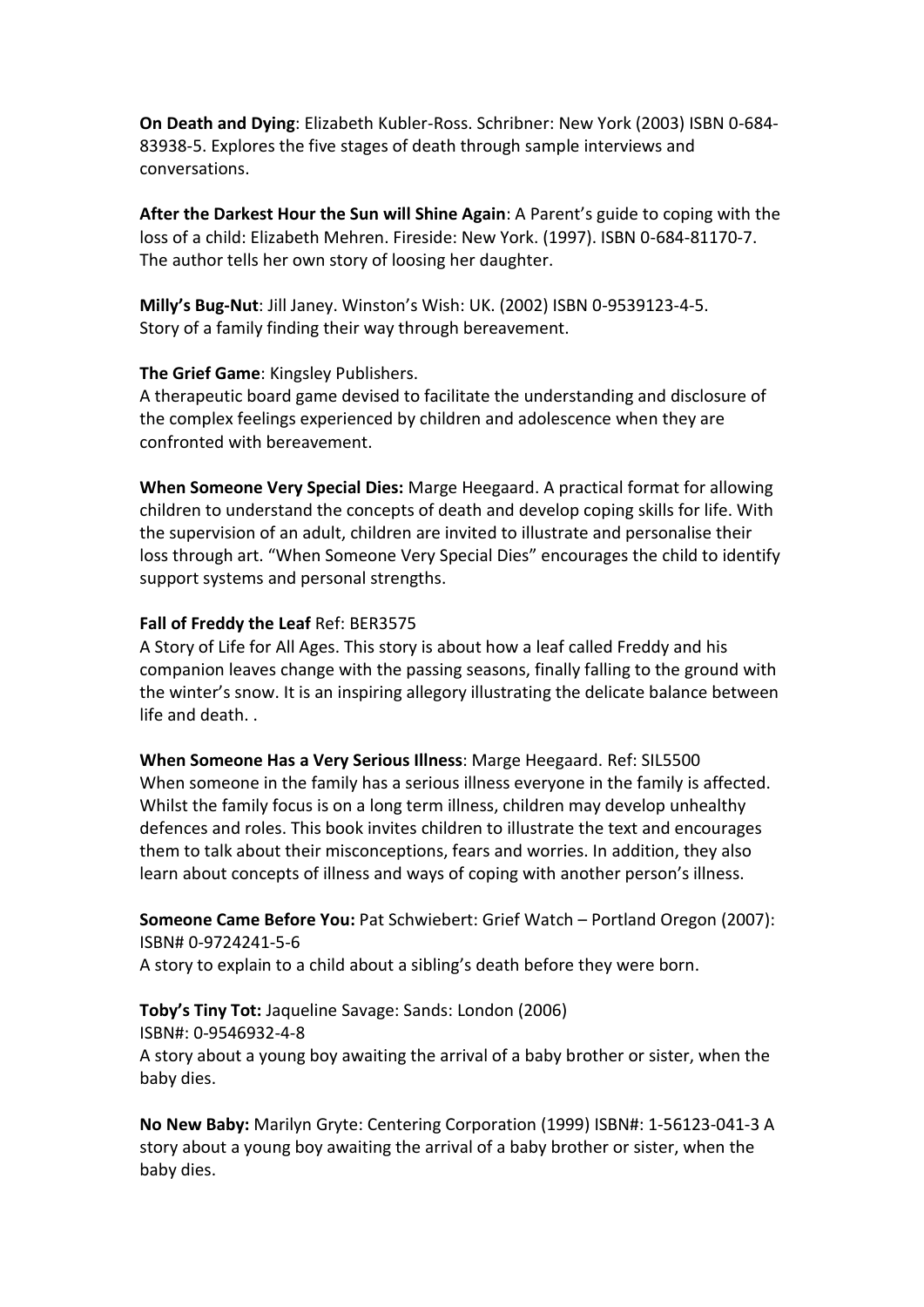**On Death and Dying**: Elizabeth Kubler-Ross. Schribner: New York (2003) ISBN 0-684-83938-5. Explores the five stages of death through sample interviews and conversations.

**After the Darkest Hour the Sun will Shine Again**: A Parent's guide to coping with the loss of a child: Elizabeth Mehren. Fireside: New York. (1997). ISBN 0-684-81170-7. The author tells her own story of loosing her daughter.

**Milly's Bug-Nut**: Jill Janey. Winston's Wish: UK. (2002) ISBN 0-9539123-4-5. Story of a family finding their way through bereavement.

**The Grief Game**: Kingsley Publishers.
A therapeutic board game devised to facilitate the understanding and disclosure of the complex feelings experienced by children and adolescence when they are confronted with bereavement.

**When Someone Very Special Dies:** Marge Heegaard. A practical format for allowing children to understand the concepts of death and develop coping skills for life. With the supervision of an adult, children are invited to illustrate and personalise their loss through art. "When Someone Very Special Dies" encourages the child to identify support systems and personal strengths.

**Fall of Freddy the Leaf** Ref: BER3575
A Story of Life for All Ages. This story is about how a leaf called Freddy and his companion leaves change with the passing seasons, finally falling to the ground with the winter's snow. It is an inspiring allegory illustrating the delicate balance between life and death. .

**When Someone Has a Very Serious Illness**: Marge Heegaard. Ref: SIL5500
When someone in the family has a serious illness everyone in the family is affected. Whilst the family focus is on a long term illness, children may develop unhealthy defences and roles. This book invites children to illustrate the text and encourages them to talk about their misconceptions, fears and worries. In addition, they also learn about concepts of illness and ways of coping with another person's illness.

**Someone Came Before You:** Pat Schwiebert: Grief Watch – Portland Oregon (2007): ISBN# 0-9724241-5-6
A story to explain to a child about a sibling's death before they were born.

**Toby's Tiny Tot:** Jaqueline Savage: Sands: London (2006)
ISBN#: 0-9546932-4-8
A story about a young boy awaiting the arrival of a baby brother or sister, when the baby dies.

**No New Baby:** Marilyn Gryte: Centering Corporation (1999) ISBN#: 1-56123-041-3 A story about a young boy awaiting the arrival of a baby brother or sister, when the baby dies.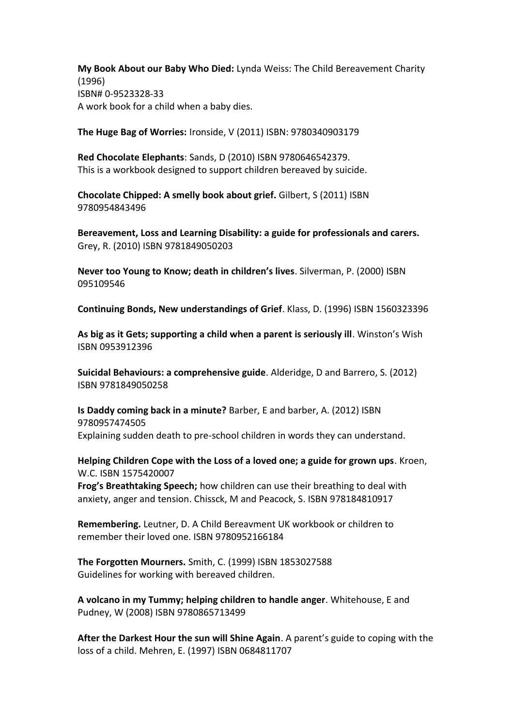**My Book About our Baby Who Died:** Lynda Weiss: The Child Bereavement Charity (1996)
ISBN# 0-9523328-33
A work book for a child when a baby dies.

**The Huge Bag of Worries:** Ironside, V (2011) ISBN: 9780340903179

**Red Chocolate Elephants**: Sands, D (2010) ISBN 9780646542379.
This is a workbook designed to support children bereaved by suicide.

**Chocolate Chipped: A smelly book about grief.** Gilbert, S (2011) ISBN 9780954843496

**Bereavement, Loss and Learning Disability: a guide for professionals and carers.** Grey, R. (2010) ISBN 9781849050203

**Never too Young to Know; death in children's lives**. Silverman, P. (2000) ISBN 095109546

**Continuing Bonds, New understandings of Grief**. Klass, D. (1996) ISBN 1560323396

**As big as it Gets; supporting a child when a parent is seriously ill**. Winston's Wish ISBN 0953912396

**Suicidal Behaviours: a comprehensive guide**. Alderidge, D and Barrero, S. (2012) ISBN 9781849050258

**Is Daddy coming back in a minute?** Barber, E and barber, A. (2012) ISBN 9780957474505
Explaining sudden death to pre-school children in words they can understand.

**Helping Children Cope with the Loss of a loved one; a guide for grown ups**. Kroen, W.C. ISBN 1575420007
**Frog's Breathtaking Speech;** how children can use their breathing to deal with anxiety, anger and tension. Chissck, M and Peacock, S. ISBN 978184810917

**Remembering.** Leutner, D. A Child Bereavment UK workbook or children to remember their loved one. ISBN 9780952166184

**The Forgotten Mourners.** Smith, C. (1999) ISBN 1853027588
Guidelines for working with bereaved children.

**A volcano in my Tummy; helping children to handle anger**. Whitehouse, E and Pudney, W (2008) ISBN 9780865713499

**After the Darkest Hour the sun will Shine Again**. A parent's guide to coping with the loss of a child. Mehren, E. (1997) ISBN 0684811707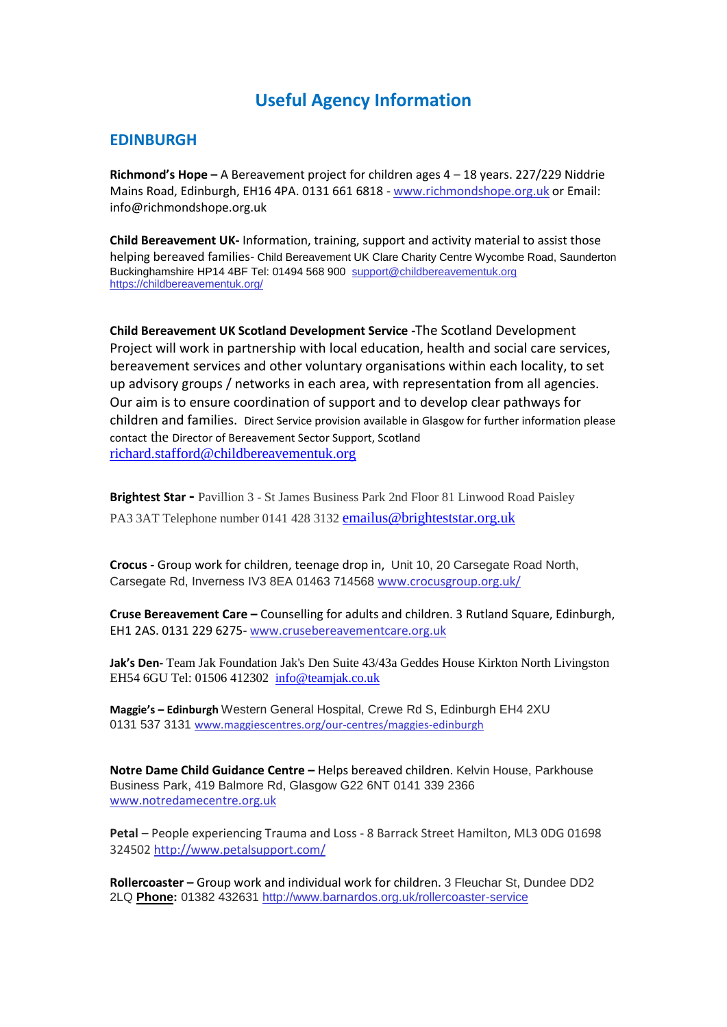# Useful Agency Information

## EDINBURGH

**Richmond's Hope –** A Bereavement project for children ages 4 – 18 years. 227/229 Niddrie Mains Road, Edinburgh, EH16 4PA. 0131 661 6818 - www.richmondshope.org.uk or Email: info@richmondshope.org.uk

**Child Bereavement UK-** Information, training, support and activity material to assist those helping bereaved families- Child Bereavement UK Clare Charity Centre Wycombe Road, Saunderton Buckinghamshire HP14 4BF Tel: 01494 568 900 support@childbereavementuk.org https://childbereavementuk.org/

**Child Bereavement UK Scotland Development Service** -The Scotland Development Project will work in partnership with local education, health and social care services, bereavement services and other voluntary organisations within each locality, to set up advisory groups / networks in each area, with representation from all agencies. Our aim is to ensure coordination of support and to develop clear pathways for children and families. Direct Service provision available in Glasgow for further information please contact the Director of Bereavement Sector Support, Scotland richard.stafford@childbereavementuk.org

**Brightest Star -** Pavillion 3 - St James Business Park 2nd Floor 81 Linwood Road Paisley PA3 3AT Telephone number 0141 428 3132 emailus@brighteststar.org.uk

**Crocus -** Group work for children, teenage drop in, Unit 10, 20 Carsegate Road North, Carsegate Rd, Inverness IV3 8EA 01463 714548 www.crocusgroup.org.uk/

**Cruse Bereavement Care –** Counselling for adults and children. 3 Rutland Square, Edinburgh, EH1 2AS. 0131 229 6275- www.crusebereavementcare.org.uk

**Jak's Den-** Team Jak Foundation Jak's Den Suite 43/43a Geddes House Kirkton North Livingston EH54 6GU Tel: 01506 412302 info@teamjak.co.uk

**Maggie's – Edinburgh** Western General Hospital, Crewe Rd S, Edinburgh EH4 2XU 0131 537 3131 www.maggiescentres.org/our-centres/maggies-edinburgh

**Notre Dame Child Guidance Centre –** Helps bereaved children. Kelvin House, Parkhouse Business Park, 419 Balmore Rd, Glasgow G22 6NT 0141 339 2366 www.notredamecentre.org.uk

**Petal** – People experiencing Trauma and Loss - 8 Barrack Street Hamilton, ML3 0DG 01698 324502 http://www.petalsupport.com/

**Rollercoaster –** Group work and individual work for children. 3 Fleuchar St, Dundee DD2 2LQ **Phone:** 01382 432631 http://www.barnardos.org.uk/rollercoaster-service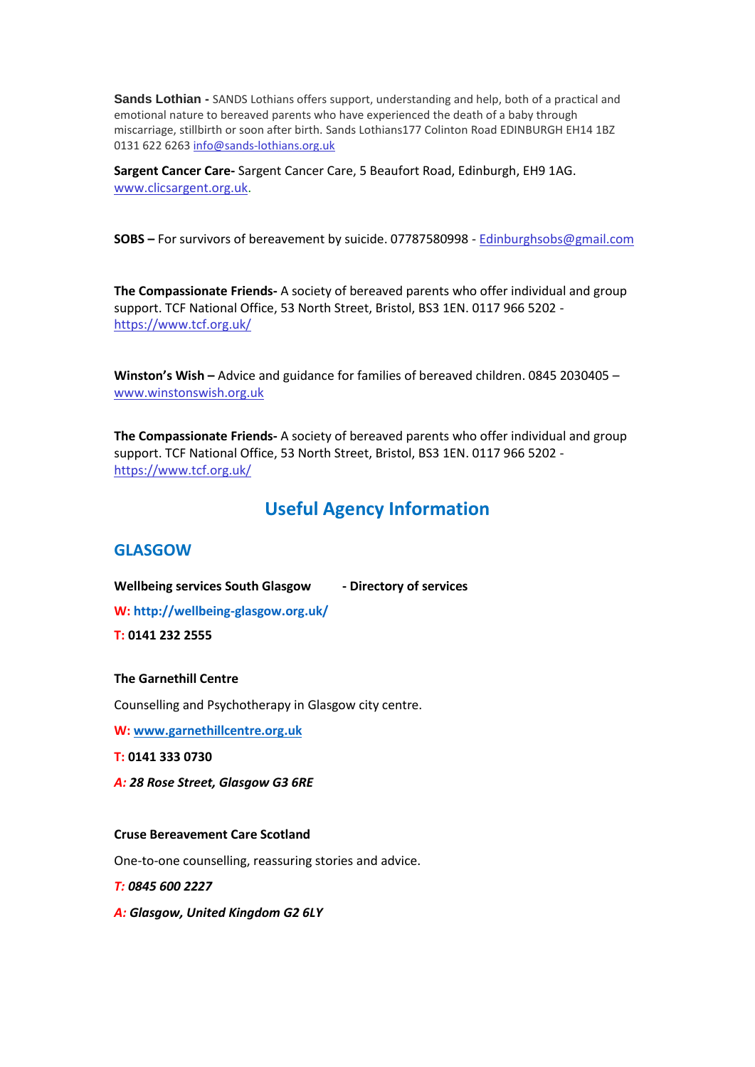**Sands Lothian -** SANDS Lothians offers support, understanding and help, both of a practical and emotional nature to bereaved parents who have experienced the death of a baby through miscarriage, stillbirth or soon after birth. Sands Lothians177 Colinton Road EDINBURGH EH14 1BZ 0131 622 6263 info@sands-lothians.org.uk

**Sargent Cancer Care-** Sargent Cancer Care, 5 Beaufort Road, Edinburgh, EH9 1AG. www.clicsargent.org.uk.

**SOBS –** For survivors of bereavement by suicide. 07787580998 - Edinburghsobs@gmail.com

**The Compassionate Friends-** A society of bereaved parents who offer individual and group support. TCF National Office, 53 North Street, Bristol, BS3 1EN. 0117 966 5202 - https://www.tcf.org.uk/

**Winston's Wish –** Advice and guidance for families of bereaved children. 0845 2030405 – www.winstonswish.org.uk

**The Compassionate Friends-** A society of bereaved parents who offer individual and group support. TCF National Office, 53 North Street, Bristol, BS3 1EN. 0117 966 5202 - https://www.tcf.org.uk/

# Useful Agency Information

## GLASGOW

**Wellbeing services South Glasgow - Directory of services**

**W: http://wellbeing-glasgow.org.uk/**

**T: 0141 232 2555**

**The Garnethill Centre**

Counselling and Psychotherapy in Glasgow city centre.

**W: www.garnethillcentre.org.uk**

**T: 0141 333 0730**

***A: 28 Rose Street, Glasgow G3 6RE***

**Cruse Bereavement Care Scotland**

One-to-one counselling, reassuring stories and advice.

***T: 0845 600 2227***

***A: Glasgow, United Kingdom G2 6LY***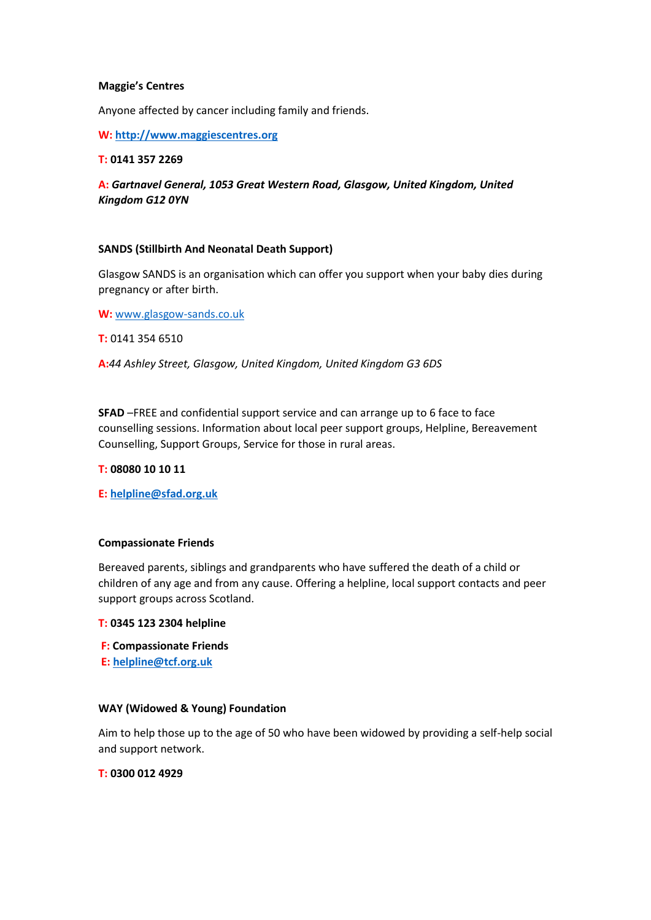**Maggie's Centres**

Anyone affected by cancer including family and friends.

**W: http://www.maggiescentres.org**

**T: 0141 357 2269**

***A: Gartnavel General, 1053 Great Western Road, Glasgow, United Kingdom, United Kingdom G12 0YN***

**SANDS (Stillbirth And Neonatal Death Support)**

Glasgow SANDS is an organisation which can offer you support when your baby dies during pregnancy or after birth.

**W:** www.glasgow-sands.co.uk

**T:** 0141 354 6510

**A:***44 Ashley Street, Glasgow, United Kingdom, United Kingdom G3 6DS*

**SFAD** –FREE and confidential support service and can arrange up to 6 face to face counselling sessions. Information about local peer support groups, Helpline, Bereavement Counselling, Support Groups, Service for those in rural areas.

**T: 08080 10 10 11**

**E: helpline@sfad.org.uk**

**Compassionate Friends**

Bereaved parents, siblings and grandparents who have suffered the death of a child or children of any age and from any cause. Offering a helpline, local support contacts and peer support groups across Scotland.

**T: 0345 123 2304 helpline**

**F: Compassionate Friends**
**E: helpline@tcf.org.uk**

**WAY (Widowed & Young) Foundation**

Aim to help those up to the age of 50 who have been widowed by providing a self-help social and support network.

**T: 0300 012 4929**